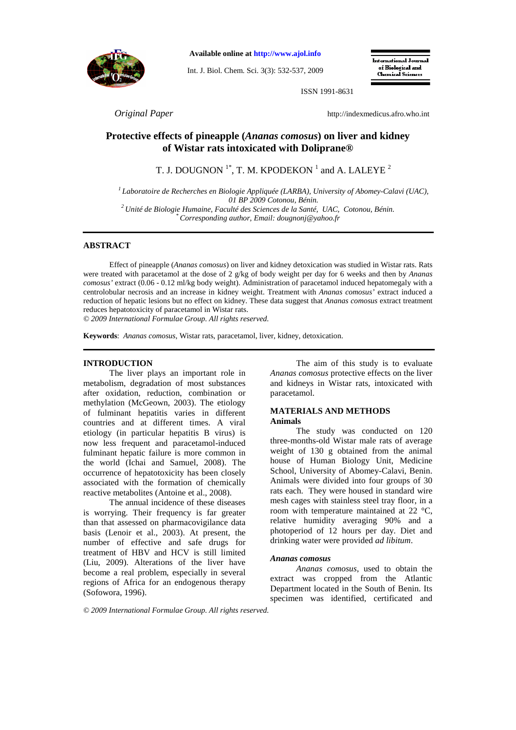*Original Paper*

# Protective effects of pineapple (*Ananas comosus*) on liver and kidney of Wistar rats intoxicated with Doliprane®

T. J. DOUGNON [1*], T. M. KPODEKON [1] and A. LALEYE [2]

[1] *Laboratoire de Recherches en Biologie Appliquée (LARBA), University of Abomey-Calavi (UAC), 01 BP 2009 Cotonou, Bénin.*
[2] *Unité de Biologie Humaine, Faculté des Sciences de la Santé, UAC, Cotonou, Bénin.*
[*] *Corresponding author, Email: dougnonj@yahoo.fr*

## ABSTRACT

Effect of pineapple (*Ananas comosus*) on liver and kidney detoxication was studied in Wistar rats. Rats were treated with paracetamol at the dose of 2 g/kg of body weight per day for 6 weeks and then by *Ananas comosus'* extract (0.06 - 0.12 ml/kg body weight). Administration of paracetamol induced hepatomegaly with a centrolobular necrosis and an increase in kidney weight. Treatment with *Ananas comosus'* extract induced a reduction of hepatic lesions but no effect on kidney. These data suggest that *Ananas comosus* extract treatment reduces hepatotoxicity of paracetamol in Wistar rats.

*© 2009 International Formulae Group. All rights reserved.*

**Keywords**: *Ananas comosus,* Wistar rats, paracetamol, liver, kidney, detoxication.

## INTRODUCTION

The liver plays an important role in metabolism, degradation of most substances after oxidation, reduction, combination or methylation (McGeown, 2003). The etiology of fulminant hepatitis varies in different countries and at different times. A viral etiology (in particular hepatitis B virus) is now less frequent and paracetamol-induced fulminant hepatic failure is more common in the world (Ichai and Samuel, 2008). The occurrence of hepatotoxicity has been closely associated with the formation of chemically reactive metabolites (Antoine et al., 2008).

The annual incidence of these diseases is worrying. Their frequency is far greater than that assessed on pharmacovigilance data basis (Lenoir et al., 2003). At present, the number of effective and safe drugs for treatment of HBV and HCV is still limited (Liu, 2009). Alterations of the liver have become a real problem, especially in several regions of Africa for an endogenous therapy (Sofowora, 1996).

The aim of this study is to evaluate *Ananas comosus* protective effects on the liver and kidneys in Wistar rats, intoxicated with paracetamol.

## MATERIALS AND METHODS

### Animals

The study was conducted on 120 three-months-old Wistar male rats of average weight of 130 g obtained from the animal house of Human Biology Unit, Medicine School, University of Abomey-Calavi, Benin. Animals were divided into four groups of 30 rats each. They were housed in standard wire mesh cages with stainless steel tray floor, in a room with temperature maintained at 22 °C, relative humidity averaging 90% and a photoperiod of 12 hours per day. Diet and drinking water were provided *ad libitum*.

### *Ananas comosus*

*Ananas comosus*, used to obtain the extract was cropped from the Atlantic Department located in the South of Benin. Its specimen was identified, certificated and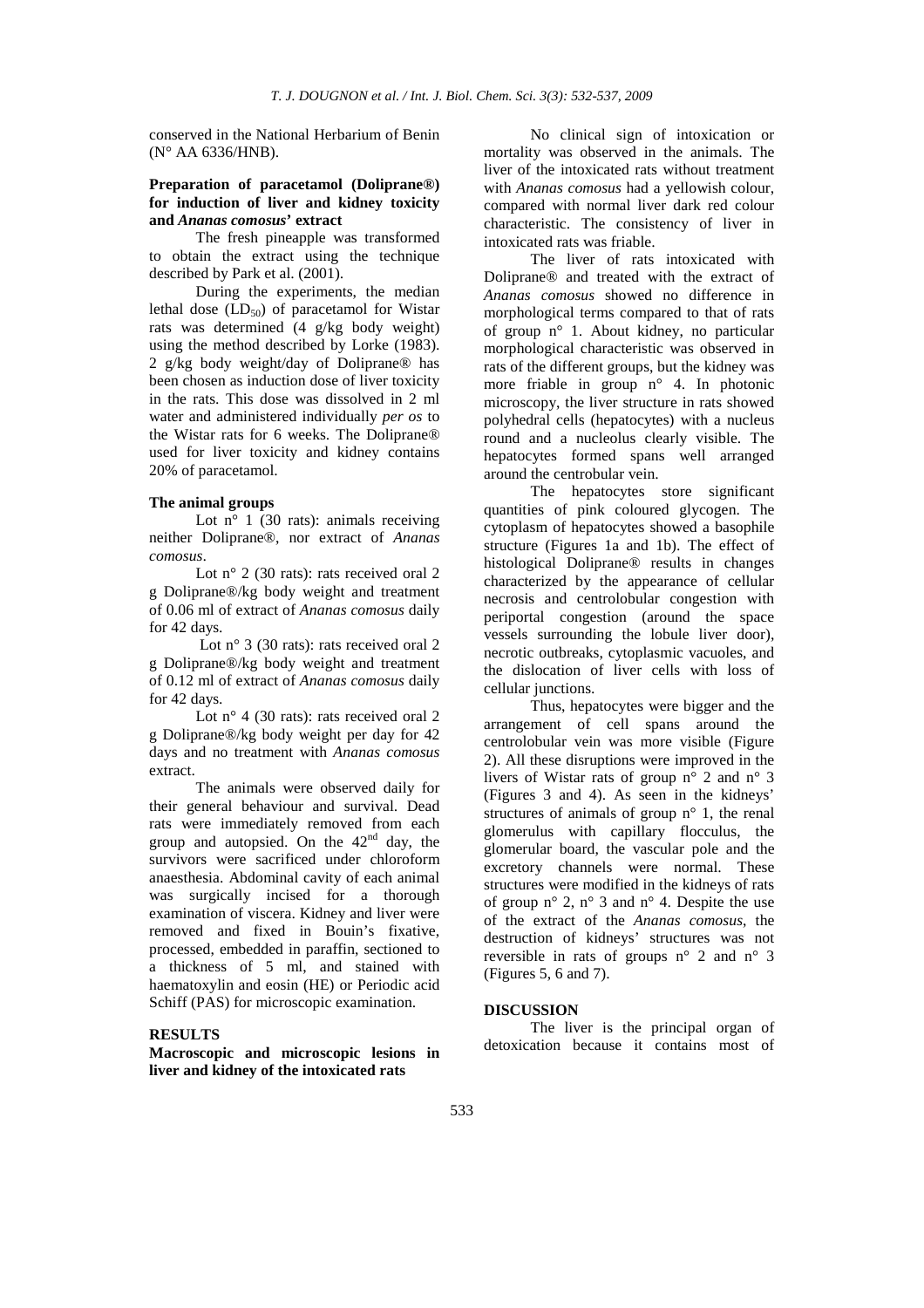conserved in the National Herbarium of Benin (N° AA 6336/HNB).

### Preparation of paracetamol (Doliprane®) for induction of liver and kidney toxicity and *Ananas comosus*' extract

The fresh pineapple was transformed to obtain the extract using the technique described by Park et al. (2001).

During the experiments, the median lethal dose ($LD_{50}$) of paracetamol for Wistar rats was determined (4 g/kg body weight) using the method described by Lorke (1983). 2 g/kg body weight/day of Doliprane® has been chosen as induction dose of liver toxicity in the rats. This dose was dissolved in 2 ml water and administered individually *per os* to the Wistar rats for 6 weeks. The Doliprane® used for liver toxicity and kidney contains 20% of paracetamol.

### The animal groups

Lot n° 1 (30 rats): animals receiving neither Doliprane®, nor extract of *Ananas comosus*.

Lot n° 2 (30 rats): rats received oral 2 g Doliprane®/kg body weight and treatment of 0.06 ml of extract of *Ananas comosus* daily for 42 days.

Lot n° 3 (30 rats): rats received oral 2 g Doliprane®/kg body weight and treatment of 0.12 ml of extract of *Ananas comosus* daily for 42 days.

Lot n° 4 (30 rats): rats received oral 2 g Doliprane®/kg body weight per day for 42 days and no treatment with *Ananas comosus* extract.

The animals were observed daily for their general behaviour and survival. Dead rats were immediately removed from each group and autopsied. On the 42nd day, the survivors were sacrificed under chloroform anaesthesia. Abdominal cavity of each animal was surgically incised for a thorough examination of viscera. Kidney and liver were removed and fixed in Bouin's fixative, processed, embedded in paraffin, sectioned to a thickness of 5 ml, and stained with haematoxylin and eosin (HE) or Periodic acid Schiff (PAS) for microscopic examination.

## RESULTS

### Macroscopic and microscopic lesions in liver and kidney of the intoxicated rats

No clinical sign of intoxication or mortality was observed in the animals. The liver of the intoxicated rats without treatment with *Ananas comosus* had a yellowish colour, compared with normal liver dark red colour characteristic. The consistency of liver in intoxicated rats was friable.

The liver of rats intoxicated with Doliprane® and treated with the extract of *Ananas comosus* showed no difference in morphological terms compared to that of rats of group n° 1. About kidney, no particular morphological characteristic was observed in rats of the different groups, but the kidney was more friable in group n° 4. In photonic microscopy, the liver structure in rats showed polyhedral cells (hepatocytes) with a nucleus round and a nucleolus clearly visible. The hepatocytes formed spans well arranged around the centrobular vein.

The hepatocytes store significant quantities of pink coloured glycogen. The cytoplasm of hepatocytes showed a basophile structure (Figures 1a and 1b). The effect of histological Doliprane® results in changes characterized by the appearance of cellular necrosis and centrolobular congestion with periportal congestion (around the space vessels surrounding the lobule liver door), necrotic outbreaks, cytoplasmic vacuoles, and the dislocation of liver cells with loss of cellular junctions.

Thus, hepatocytes were bigger and the arrangement of cell spans around the centrolobular vein was more visible (Figure 2). All these disruptions were improved in the livers of Wistar rats of group n° 2 and n° 3 (Figures 3 and 4). As seen in the kidneys' structures of animals of group n° 1, the renal glomerulus with capillary flocculus, the glomerular board, the vascular pole and the excretory channels were normal. These structures were modified in the kidneys of rats of group n° 2, n° 3 and n° 4. Despite the use of the extract of the *Ananas comosus*, the destruction of kidneys' structures was not reversible in rats of groups n° 2 and n° 3 (Figures 5, 6 and 7).

## DISCUSSION

The liver is the principal organ of detoxication because it contains most of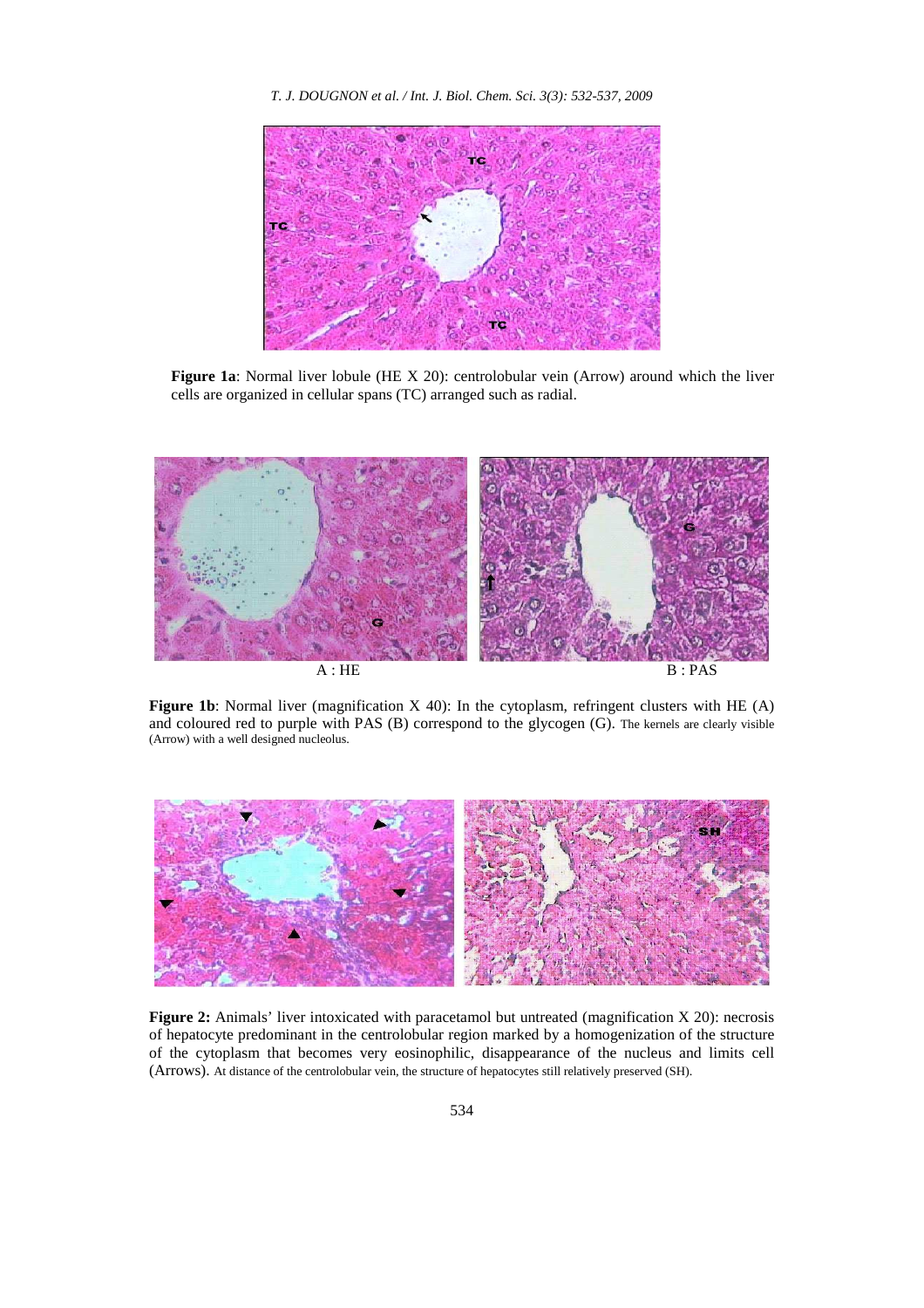**Figure 1a**: Normal liver lobule (HE X 20): centrolobular vein (Arrow) around which the liver cells are organized in cellular spans (TC) arranged such as radial.

A : HE

B : PAS

**Figure 1b**: Normal liver (magnification X 40): In the cytoplasm, refringent clusters with HE (A) and coloured red to purple with PAS (B) correspond to the glycogen (G). The kernels are clearly visible (Arrow) with a well designed nucleolus.

**Figure 2:** Animals' liver intoxicated with paracetamol but untreated (magnification X 20): necrosis of hepatocyte predominant in the centrolobular region marked by a homogenization of the structure of the cytoplasm that becomes very eosinophilic, disappearance of the nucleus and limits cell (Arrows). At distance of the centrolobular vein, the structure of hepatocytes still relatively preserved (SH).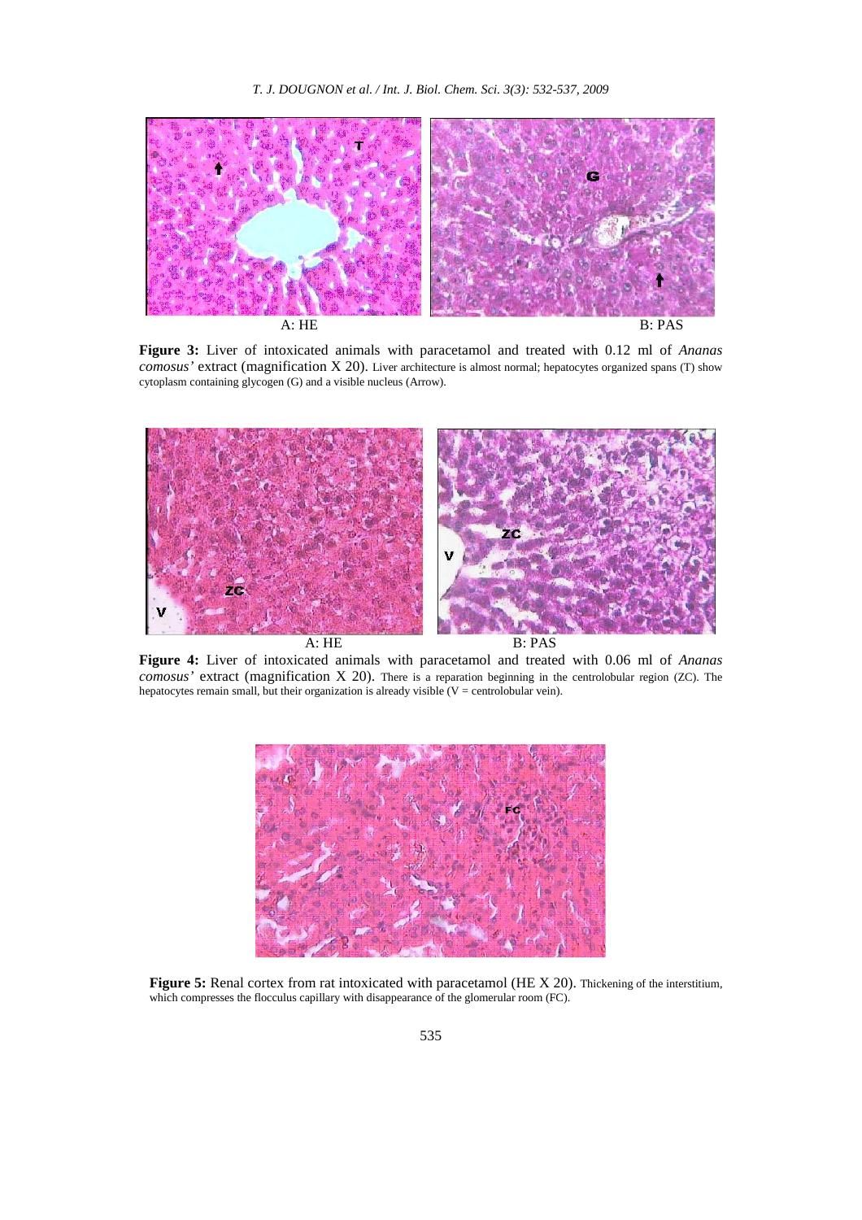A: HE

B: PAS

**Figure 3:** Liver of intoxicated animals with paracetamol and treated with 0.12 ml of *Ananas comosus'* extract (magnification X 20). Liver architecture is almost normal; hepatocytes organized spans (T) show cytoplasm containing glycogen (G) and a visible nucleus (Arrow).

A: HE

B: PAS

**Figure 4:** Liver of intoxicated animals with paracetamol and treated with 0.06 ml of *Ananas comosus'* extract (magnification X 20). There is a reparation beginning in the centrolobular region (ZC). The hepatocytes remain small, but their organization is already visible (V = centrolobular vein).

**Figure 5:** Renal cortex from rat intoxicated with paracetamol (HE X 20). Thickening of the interstitium, which compresses the flocculus capillary with disappearance of the glomerular room (FC).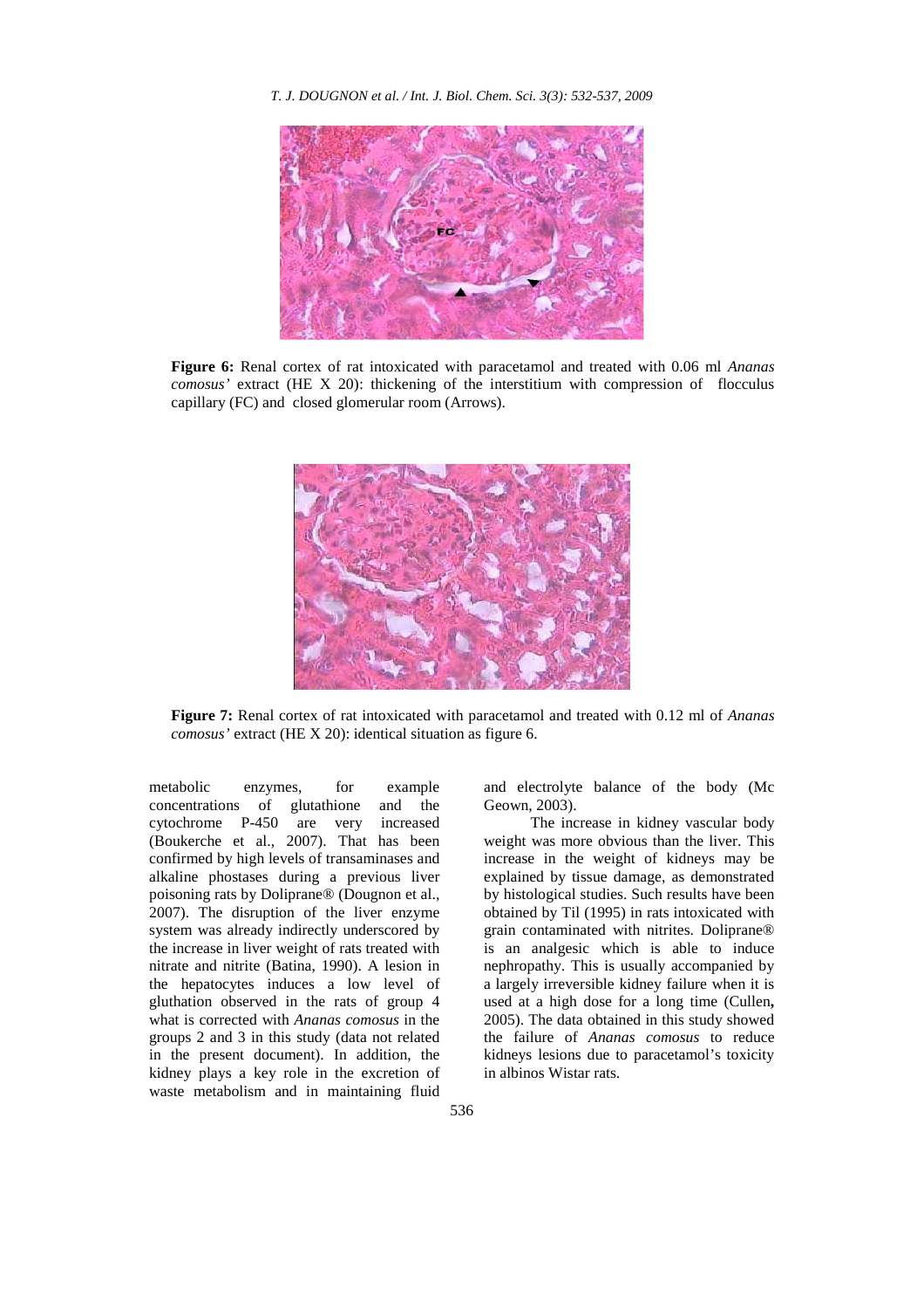**Figure 6:** Renal cortex of rat intoxicated with paracetamol and treated with 0.06 ml *Ananas comosus'* extract (HE X 20): thickening of the interstitium with compression of flocculus capillary (FC) and closed glomerular room (Arrows).

**Figure 7:** Renal cortex of rat intoxicated with paracetamol and treated with 0.12 ml of *Ananas comosus'* extract (HE X 20): identical situation as figure 6.

metabolic enzymes, for example concentrations of glutathione and the cytochrome P-450 are very increased (Boukerche et al., 2007). That has been confirmed by high levels of transaminases and alkaline phostases during a previous liver poisoning rats by Doliprane® (Dougnon et al., 2007). The disruption of the liver enzyme system was already indirectly underscored by the increase in liver weight of rats treated with nitrate and nitrite (Batina, 1990). A lesion in the hepatocytes induces a low level of gluthation observed in the rats of group 4 what is corrected with *Ananas comosus* in the groups 2 and 3 in this study (data not related in the present document). In addition, the kidney plays a key role in the excretion of waste metabolism and in maintaining fluid and electrolyte balance of the body (Mc Geown, 2003).

The increase in kidney vascular body weight was more obvious than the liver. This increase in the weight of kidneys may be explained by tissue damage, as demonstrated by histological studies. Such results have been obtained by Til (1995) in rats intoxicated with grain contaminated with nitrites. Doliprane® is an analgesic which is able to induce nephropathy. This is usually accompanied by a largely irreversible kidney failure when it is used at a high dose for a long time (Cullen**,** 2005). The data obtained in this study showed the failure of *Ananas comosus* to reduce kidneys lesions due to paracetamol's toxicity in albinos Wistar rats.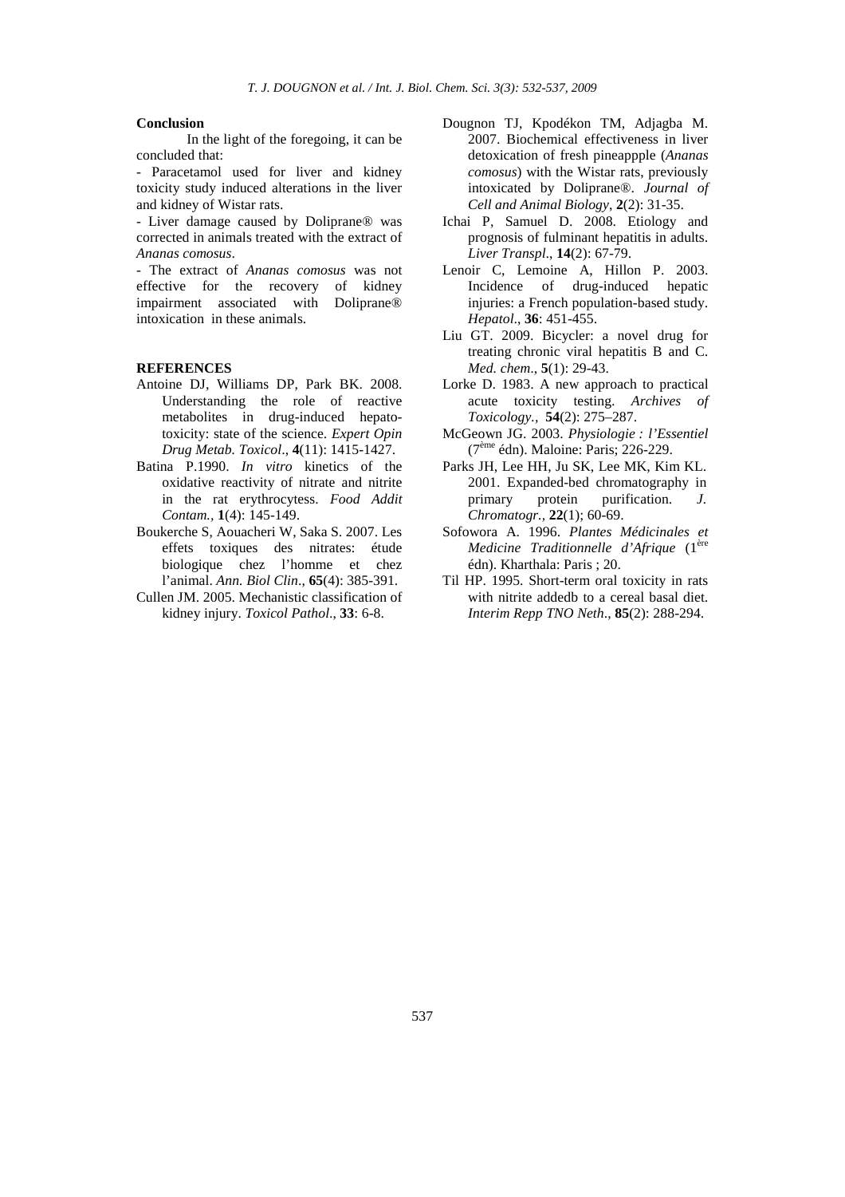## Conclusion

In the light of the foregoing, it can be concluded that:

- Paracetamol used for liver and kidney toxicity study induced alterations in the liver and kidney of Wistar rats.
- Liver damage caused by Doliprane® was corrected in animals treated with the extract of *Ananas comosus*.
- The extract of *Ananas comosus* was not effective for the recovery of kidney impairment associated with Doliprane® intoxication in these animals.

## REFERENCES

Antoine DJ, Williams DP, Park BK. 2008. Understanding the role of reactive metabolites in drug-induced hepato-toxicity: state of the science. *Expert Opin Drug Metab. Toxicol*., **4**(11): 1415-1427.

Batina P.1990. *In vitro* kinetics of the oxidative reactivity of nitrate and nitrite in the rat erythrocytess. *Food Addit Contam.*, **1**(4): 145-149.

Boukerche S, Aouacheri W, Saka S. 2007. Les effets toxiques des nitrates: étude biologique chez l'homme et chez l'animal. *Ann. Biol Clin*., **65**(4): 385-391.

Cullen JM. 2005. Mechanistic classification of kidney injury. *Toxicol Pathol*., **33**: 6-8.

Dougnon TJ, Kpodékon TM, Adjagba M. 2007. Biochemical effectiveness in liver detoxication of fresh pineappple (*Ananas comosus*) with the Wistar rats, previously intoxicated by Doliprane®. *Journal of Cell and Animal Biology*, **2**(2): 31-35.

Ichai P, Samuel D. 2008. Etiology and prognosis of fulminant hepatitis in adults. *Liver Transpl*., **14**(2): 67-79.

Lenoir C, Lemoine A, Hillon P. 2003. Incidence of drug-induced hepatic injuries: a French population-based study. *Hepatol*., **36**: 451-455.

Liu GT. 2009. Bicycler: a novel drug for treating chronic viral hepatitis B and C. *Med. chem*., **5**(1): 29-43.

Lorke D. 1983. A new approach to practical acute toxicity testing. *Archives of Toxicology.*, **54**(2): 275–287.

McGeown JG. 2003. *Physiologie : l'Essentiel* (7ème édn). Maloine: Paris; 226-229.

Parks JH, Lee HH, Ju SK, Lee MK, Kim KL. 2001. Expanded-bed chromatography in primary protein purification. *J. Chromatogr.*, **22**(1); 60-69.

Sofowora A. 1996. *Plantes Médicinales et Medicine Traditionnelle d'Afrique* (1ère édn). Kharthala: Paris ; 20.

Til HP. 1995. Short-term oral toxicity in rats with nitrite addedb to a cereal basal diet. *Interim Repp TNO Neth*., **85**(2): 288-294.